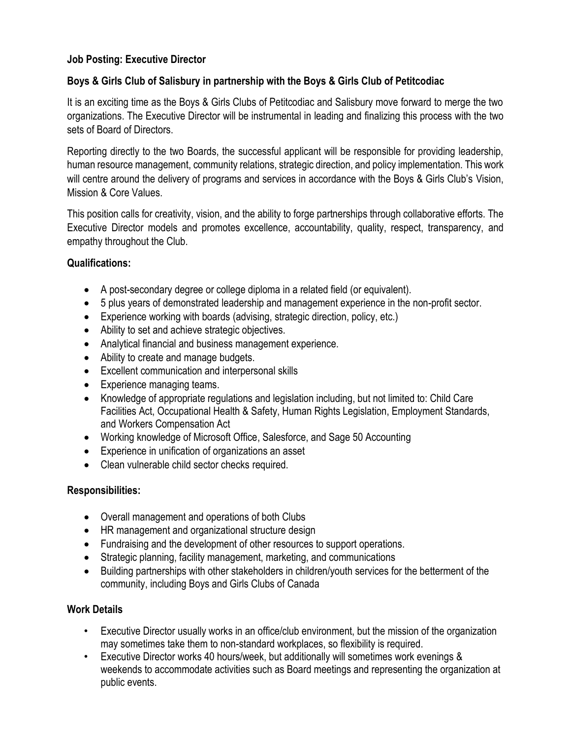**Job Posting: Executive Director**

**Boys & Girls Club of Salisbury in partnership with the Boys & Girls Club of Petitcodiac**

It is an exciting time as the Boys & Girls Clubs of Petitcodiac and Salisbury move forward to merge the two organizations. The Executive Director will be instrumental in leading and finalizing this process with the two sets of Board of Directors.

Reporting directly to the two Boards, the successful applicant will be responsible for providing leadership, human resource management, community relations, strategic direction, and policy implementation. This work will centre around the delivery of programs and services in accordance with the Boys & Girls Club's Vision, Mission & Core Values.

This position calls for creativity, vision, and the ability to forge partnerships through collaborative efforts. The Executive Director models and promotes excellence, accountability, quality, respect, transparency, and empathy throughout the Club.

**Qualifications:**

- A post-secondary degree or college diploma in a related field (or equivalent).
- 5 plus years of demonstrated leadership and management experience in the non-profit sector.
- Experience working with boards (advising, strategic direction, policy, etc.)
- Ability to set and achieve strategic objectives.
- Analytical financial and business management experience.
- Ability to create and manage budgets.
- Excellent communication and interpersonal skills
- Experience managing teams.
- Knowledge of appropriate regulations and legislation including, but not limited to: Child Care Facilities Act, Occupational Health & Safety, Human Rights Legislation, Employment Standards, and Workers Compensation Act
- Working knowledge of Microsoft Office, Salesforce, and Sage 50 Accounting
- Experience in unification of organizations an asset
- Clean vulnerable child sector checks required.

**Responsibilities:**

- Overall management and operations of both Clubs
- HR management and organizational structure design
- Fundraising and the development of other resources to support operations.
- Strategic planning, facility management, marketing, and communications
- Building partnerships with other stakeholders in children/youth services for the betterment of the community, including Boys and Girls Clubs of Canada

**Work Details**

- Executive Director usually works in an office/club environment, but the mission of the organization may sometimes take them to non-standard workplaces, so flexibility is required.
- Executive Director works 40 hours/week, but additionally will sometimes work evenings & weekends to accommodate activities such as Board meetings and representing the organization at public events.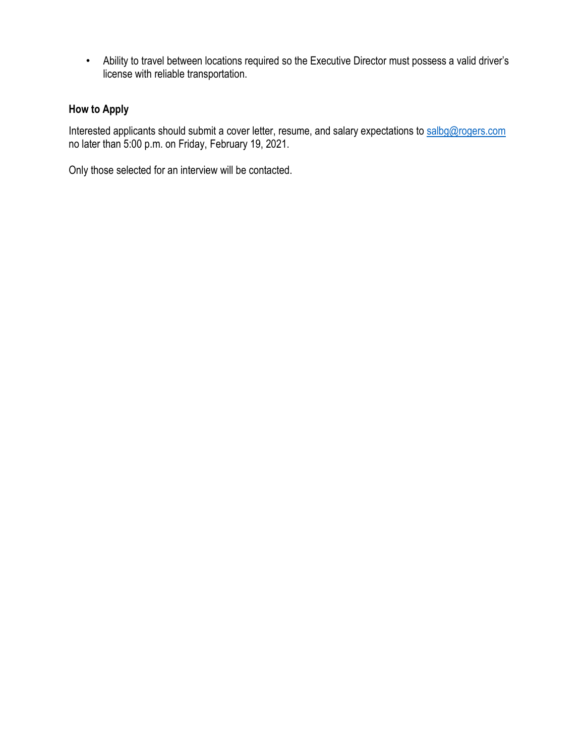- Ability to travel between locations required so the Executive Director must possess a valid driver's license with reliable transportation.

## How to Apply

Interested applicants should submit a cover letter, resume, and salary expectations to salbg@rogers.com no later than 5:00 p.m. on Friday, February 19, 2021.

Only those selected for an interview will be contacted.